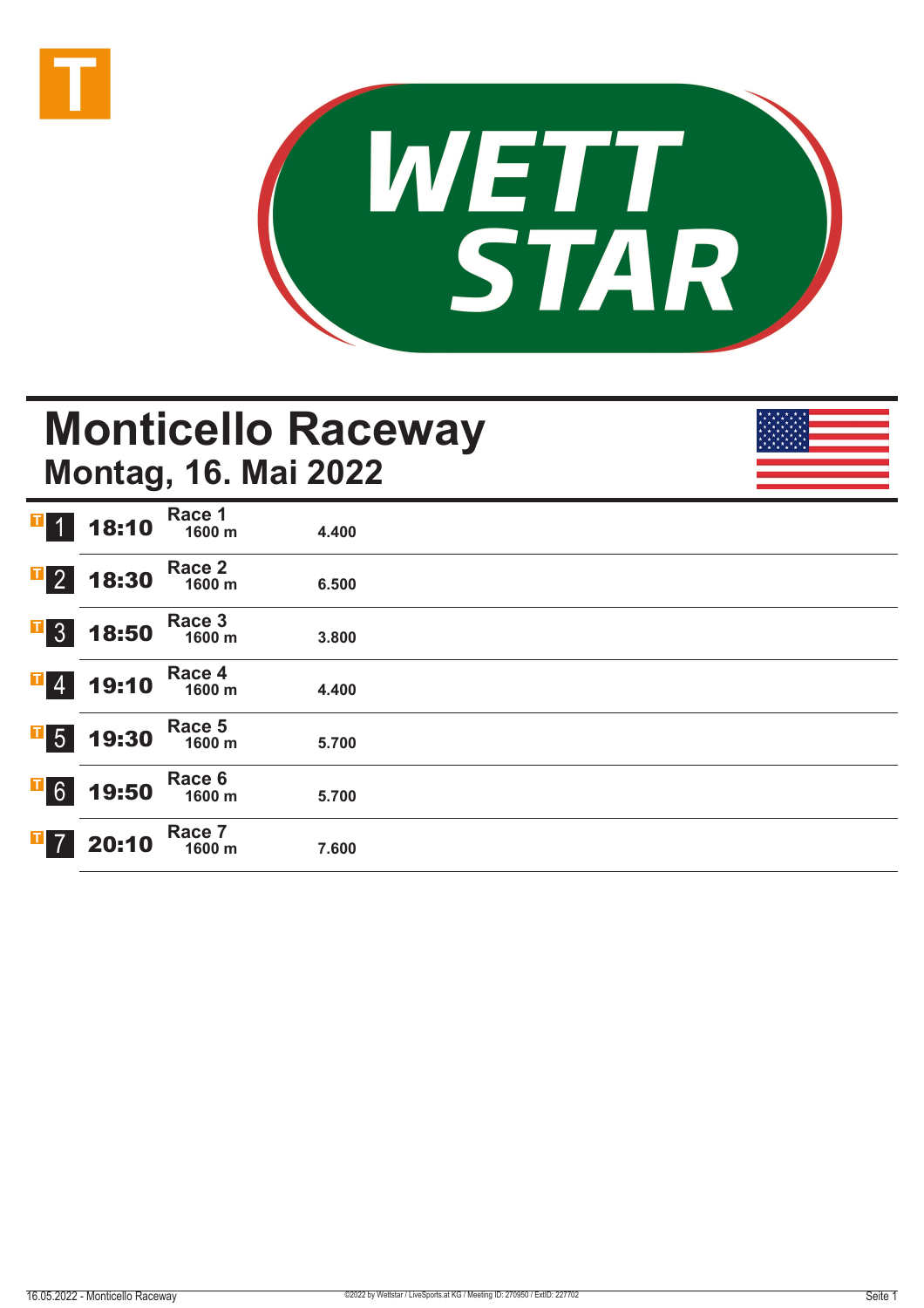# Monticello Raceway

## Montag, 16. Mai 2022

| | Zeit | Rennen | Distanz | Preisgeld |
|---|---|---|---|---|
| T 1 | 18:10 | Race 1 | 1600 m | 4.400 |
| T 2 | 18:30 | Race 2 | 1600 m | 6.500 |
| T 3 | 18:50 | Race 3 | 1600 m | 3.800 |
| T 4 | 19:10 | Race 4 | 1600 m | 4.400 |
| T 5 | 19:30 | Race 5 | 1600 m | 5.700 |
| T 6 | 19:50 | Race 6 | 1600 m | 5.700 |
| T 7 | 20:10 | Race 7 | 1600 m | 7.600 |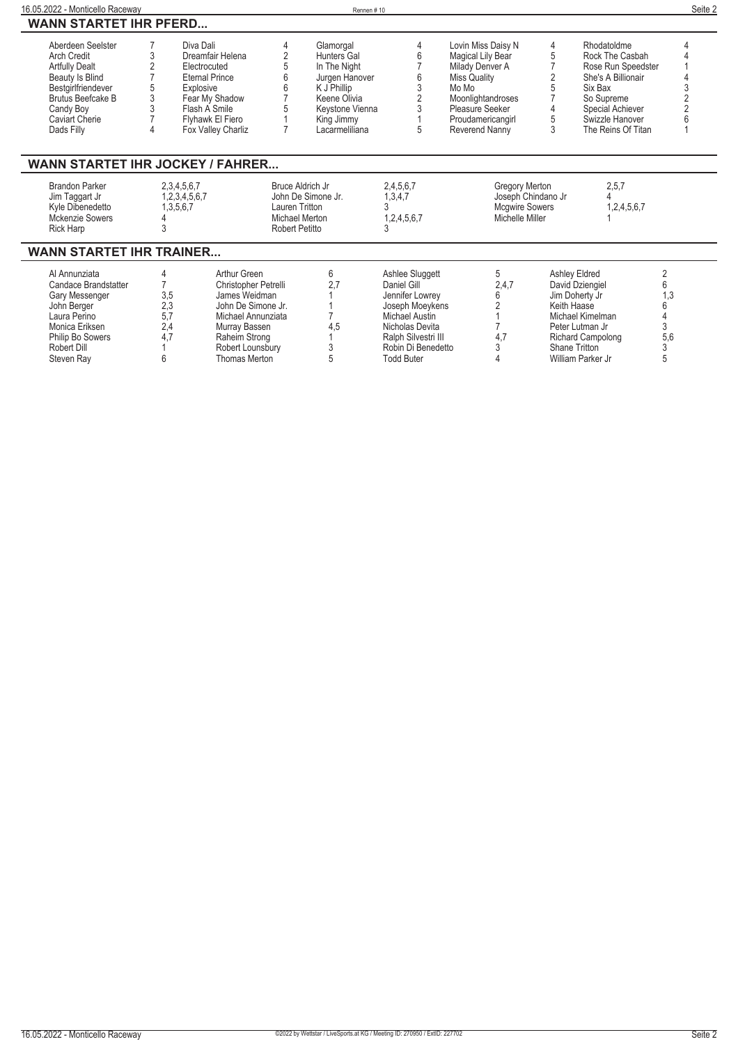## WANN STARTET IHR PFERD...

| | | | | | | | | | |
|---|---|---|---|---|---|---|---|---|---|
| Aberdeen Seelster | 7 | Diva Dali | 4 | Glamorgal | 4 | Lovin Miss Daisy N | 4 | Rhodatoldme | 4 |
| Arch Credit | 3 | Dreamfair Helena | 2 | Hunters Gal | 6 | Magical Lily Bear | 5 | Rock The Casbah | 4 |
| Artfully Dealt | 2 | Electrocuted | 5 | In The Night | 7 | Milady Denver A | 7 | Rose Run Speedster | 1 |
| Beauty Is Blind | 7 | Eternal Prince | 6 | Jurgen Hanover | 6 | Miss Quality | 2 | She's A Billionair | 4 |
| Bestgirlfriendever | 5 | Explosive | 6 | K J Phillip | 3 | Mo Mo | 5 | Six Bax | 3 |
| Brutus Beefcake B | 3 | Fear My Shadow | 7 | Keene Olivia | 2 | Moonlightandroses | 7 | So Supreme | 2 |
| Candy Boy | 3 | Flash A Smile | 5 | Keystone Vienna | 3 | Pleasure Seeker | 4 | Special Achiever | 2 |
| Caviart Cherie | 7 | Flyhawk El Fiero | 1 | King Jimmy | 1 | Proudamericangirl | 5 | Swizzle Hanover | 6 |
| Dads Filly | 4 | Fox Valley Charliz | 7 | Lacarmeliliana | 5 | Reverend Nanny | 3 | The Reins Of Titan | 1 |

## WANN STARTET IHR JOCKEY / FAHRER...

| | | | | | |
|---|---|---|---|---|---|
| Brandon Parker | 2,3,4,5,6,7 | Bruce Aldrich Jr | 2,4,5,6,7 | Gregory Merton | 2,5,7 |
| Jim Taggart Jr | 1,2,3,4,5,6,7 | John De Simone Jr. | 1,3,4,7 | Joseph Chindano Jr | 4 |
| Kyle Dibenedetto | 1,3,5,6,7 | Lauren Tritton | 3 | Mcgwire Sowers | 1,2,4,5,6,7 |
| Mckenzie Sowers | 4 | Michael Merton | 1,2,4,5,6,7 | Michelle Miller | 1 |
| Rick Harp | 3 | Robert Petitto | 3 | | |

## WANN STARTET IHR TRAINER...

| | | | | | | | | | |
|---|---|---|---|---|---|---|---|---|---|
| Al Annunziata | 4 | Arthur Green | 6 | Ashlee Sluggett | 5 | Ashley Eldred | 2 | | |
| Candace Brandstatter | 7 | Christopher Petrelli | 2,7 | Daniel Gill | 2,4,7 | David Dziengiel | 6 | | |
| Gary Messenger | 3,5 | James Weidman | 1 | Jennifer Lowrey | 6 | Jim Doherty Jr | 1,3 | | |
| John Berger | 2,3 | John De Simone Jr. | 1 | Joseph Moeykens | 2 | Keith Haase | 6 | | |
| Laura Perino | 5,7 | Michael Annunziata | 7 | Michael Austin | 1 | Michael Kimelman | 4 | | |
| Monica Eriksen | 2,4 | Murray Bassen | 4,5 | Nicholas Devita | 7 | Peter Lutman Jr | 3 | | |
| Philip Bo Sowers | 4,7 | Raheim Strong | 1 | Ralph Silvestri III | 4,7 | Richard Campolong | 5,6 | | |
| Robert Dill | 1 | Robert Lounsbury | 3 | Robin Di Benedetto | 3 | Shane Tritton | 3 | | |
| Steven Ray | 6 | Thomas Merton | 5 | Todd Buter | 4 | William Parker Jr | 5 | | |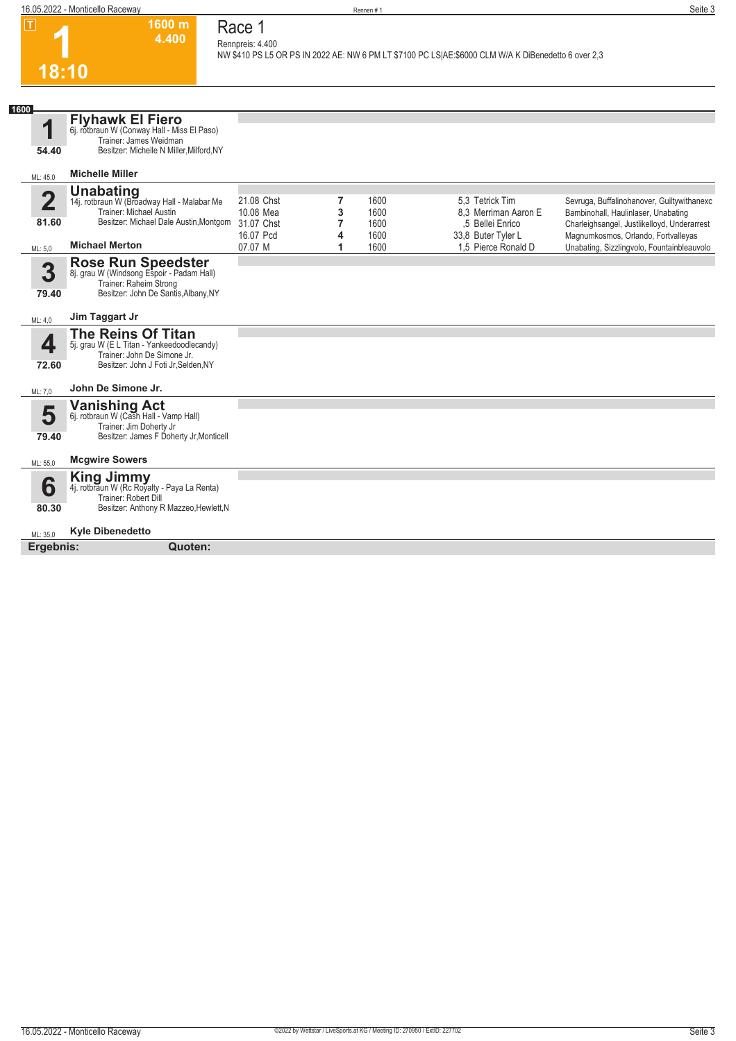# Race 1

**1** — 18:10 — 1600 m — 4.400

Rennpreis: 4.400

NW $410 PS L5 OR PS IN 2022 AE: NW 6 PM LT $7100 PC LS|AE:$6000 CLM W/A K DiBenedetto 6 over 2,3

**1600**

### 1 Flyhawk El Fiero
6j. rotbraun W (Conway Hall - Miss El Paso)
Trainer: James Weidman
Besitzer: Michelle N Miller,Milford,NY
54.40
ML: 45,0
**Michelle Miller**

### 2 Unabating
14j. rotbraun W (Broadway Hall - Malabar Me
Trainer: Michael Austin
Besitzer: Michael Dale Austin,Montgom
81.60
ML: 5,0
**Michael Merton**

| Datum | Platz | Distanz | Quote / Fahrer | Einlauf |
|---|---|---|---|---|
| 21.08 Chst | 7 | 1600 | 5,3 Tetrick Tim | Sevruga, Buffalinohanover, Guiltywithanexc |
| 10.08 Mea | 3 | 1600 | 8,3 Merriman Aaron E | Bambinohall, Haulinlaser, Unabating |
| 31.07 Chst | 7 | 1600 | ,5 Bellei Enrico | Charleighsangel, Justlikelloyd, Underarrest |
| 16.07 Pcd | 4 | 1600 | 33,8 Buter Tyler L | Magnumkosmos, Orlando, Fortvalleyas |
| 07.07 M | 1 | 1600 | 1,5 Pierce Ronald D | Unabating, Sizzlingvolo, Fountainbleauvolo |

### 3 Rose Run Speedster
8j. grau W (Windsong Espoir - Padam Hall)
Trainer: Raheim Strong
Besitzer: John De Santis,Albany,NY
79.40
ML: 4,0
**Jim Taggart Jr**

### 4 The Reins Of Titan
5j. grau W (E L Titan - Yankeedoodlecandy)
Trainer: John De Simone Jr.
Besitzer: John J Foti Jr,Selden,NY
72.60
ML: 7,0
**John De Simone Jr.**

### 5 Vanishing Act
6j. rotbraun W (Cash Hall - Vamp Hall)
Trainer: Jim Doherty Jr
Besitzer: James F Doherty Jr,Monticell
79.40
ML: 55,0
**Mcgwire Sowers**

### 6 King Jimmy
4j. rotbraun W (Rc Royalty - Paya La Renta)
Trainer: Robert Dill
Besitzer: Anthony R Mazzeo,Hewlett,N
80.30
ML: 35,0
**Kyle Dibenedetto**

**Ergebnis:** **Quoten:**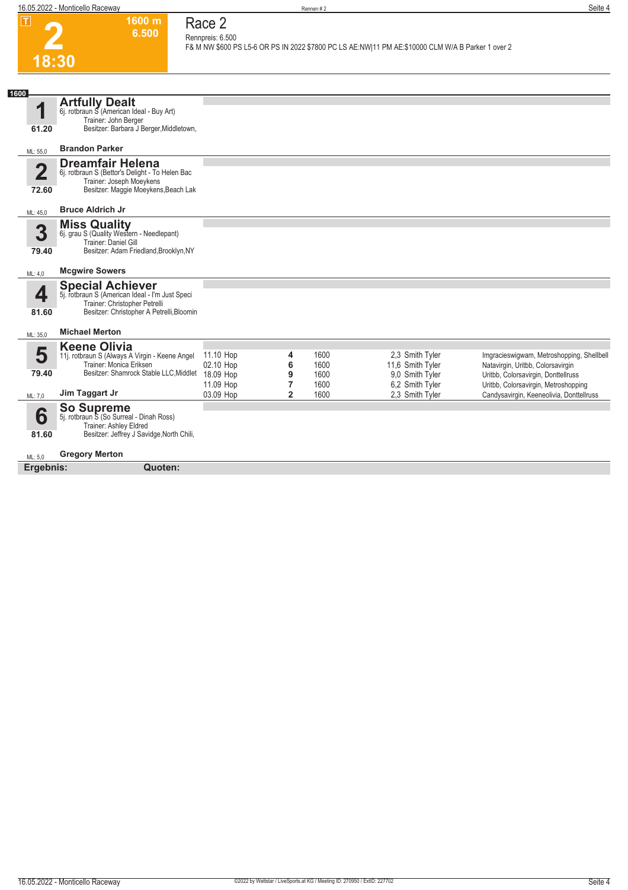# 2

**1600 m**
**6.500**

**18:30**

## Race 2

Rennpreis: 6.500

F& M NW $600 PS L5-6 OR PS IN 2022 $7800 PC LS AE:NW|11 PM AE:$10000 CLM W/A B Parker 1 over 2

**1600**

### 1 Artfully Dealt
6j. rotbraun S (American Ideal - Buy Art)
Trainer: John Berger
Besitzer: Barbara J Berger,Middletown,
61.20
ML: 55,0
**Brandon Parker**

### 2 Dreamfair Helena
6j. rotbraun S (Bettor's Delight - To Helen Bac
Trainer: Joseph Moeykens
Besitzer: Maggie Moeykens,Beach Lak
72.60
ML: 45,0
**Bruce Aldrich Jr**

### 3 Miss Quality
6j. grau S (Quality Western - Needlepant)
Trainer: Daniel Gill
Besitzer: Adam Friedland,Brooklyn,NY
79.40
ML: 4,0
**Mcgwire Sowers**

### 4 Special Achiever
5j. rotbraun S (American Ideal - I'm Just Speci
Trainer: Christopher Petrelli
Besitzer: Christopher A Petrelli,Bloomin
81.60
ML: 35,0
**Michael Merton**

### 5 Keene Olivia
11j. rotbraun S (Always A Virgin - Keene Angel
Trainer: Monica Eriksen
Besitzer: Shamrock Stable LLC,Middlet
79.40
ML: 7,0
**Jim Taggart Jr**

| Datum | Platz | Distanz | Quote / Fahrer | Einlauf |
|---|---|---|---|---|
| 11.10 Hop | 4 | 1600 | 2,3 Smith Tyler | Imgracieswigwam, Metroshopping, Shellbell |
| 02.10 Hop | 6 | 1600 | 11,6 Smith Tyler | Natavirgin, Uritbb, Colorsavirgin |
| 18.09 Hop | 9 | 1600 | 9,0 Smith Tyler | Uritbb, Colorsavirgin, Donttellruss |
| 11.09 Hop | 7 | 1600 | 6,2 Smith Tyler | Uritbb, Colorsavirgin, Metroshopping |
| 03.09 Hop | 2 | 1600 | 2,3 Smith Tyler | Candysavirgin, Keeneolivia, Donttellruss |

### 6 So Supreme
5j. rotbraun S (So Surreal - Dinah Ross)
Trainer: Ashley Eldred
Besitzer: Jeffrey J Savidge,North Chili,
81.60
ML: 5,0
**Gregory Merton**

**Ergebnis:** **Quoten:**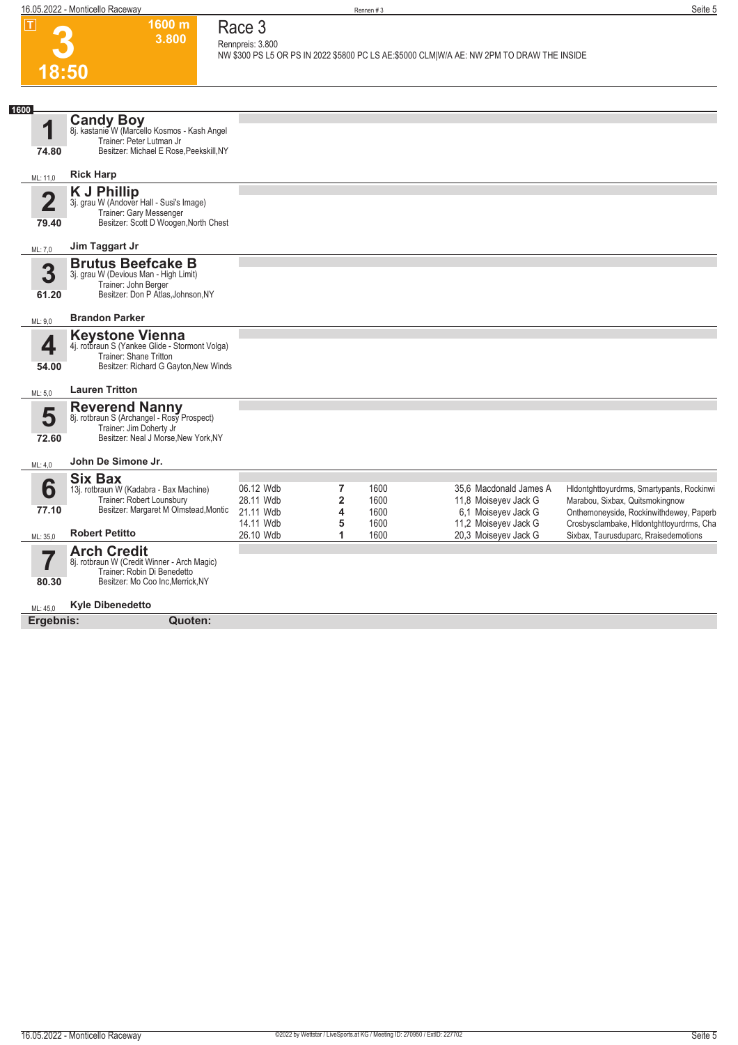**T**

# 3

**18:50**

**1600 m**
**3.800**

## Race 3

Rennpreis: 3.800

NW $300 PS L5 OR PS IN 2022 $5800 PC LS AE:$5000 CLM|W/A AE: NW 2PM TO DRAW THE INSIDE

**1600**

### 1 Candy Boy
8j. kastanie W (Marcello Kosmos - Kash Angel)
Trainer: Peter Lutman Jr
Besitzer: Michael E Rose,Peekskill,NY

74.80

ML: 11,0 — **Rick Harp**

### 2 K J Phillip
3j. grau W (Andover Hall - Susi's Image)
Trainer: Gary Messenger
Besitzer: Scott D Woogen,North Chest

79.40

ML: 7,0 — **Jim Taggart Jr**

### 3 Brutus Beefcake B
3j. grau W (Devious Man - High Limit)
Trainer: John Berger
Besitzer: Don P Atlas,Johnson,NY

61.20

ML: 9,0 — **Brandon Parker**

### 4 Keystone Vienna
4j. rotbraun S (Yankee Glide - Stormont Volga)
Trainer: Shane Tritton
Besitzer: Richard G Gayton,New Winds

54.00

ML: 5,0 — **Lauren Tritton**

### 5 Reverend Nanny
8j. rotbraun S (Archangel - Rosy Prospect)
Trainer: Jim Doherty Jr
Besitzer: Neal J Morse,New York,NY

72.60

ML: 4,0 — **John De Simone Jr.**

### 6 Six Bax
13j. rotbraun W (Kadabra - Bax Machine)
Trainer: Robert Lounsbury
Besitzer: Margaret M Olmstead,Montic

77.10

ML: 35,0 — **Robert Petitto**

| Datum | Platz | Distanz | Quote / Fahrer | Einlauf |
|---|---|---|---|---|
| 06.12 Wdb | 7 | 1600 | 35,6 Macdonald James A | Hldontghttoyurdrms, Smartypants, Rockinwi |
| 28.11 Wdb | 2 | 1600 | 11,8 Moiseyev Jack G | Marabou, Sixbax, Quitsmokingnow |
| 21.11 Wdb | 4 | 1600 | 6,1 Moiseyev Jack G | Onthemoneyside, Rockinwithdewey, Paperb |
| 14.11 Wdb | 5 | 1600 | 11,2 Moiseyev Jack G | Crosbysclambake, Hldontghttoyurdrms, Cha |
| 26.10 Wdb | 1 | 1600 | 20,3 Moiseyev Jack G | Sixbax, Taurusduparc, Rraisedemotions |

### 7 Arch Credit
8j. rotbraun W (Credit Winner - Arch Magic)
Trainer: Robin Di Benedetto
Besitzer: Mo Coo Inc,Merrick,NY

80.30

ML: 45,0 — **Kyle Dibenedetto**

**Ergebnis:** **Quoten:**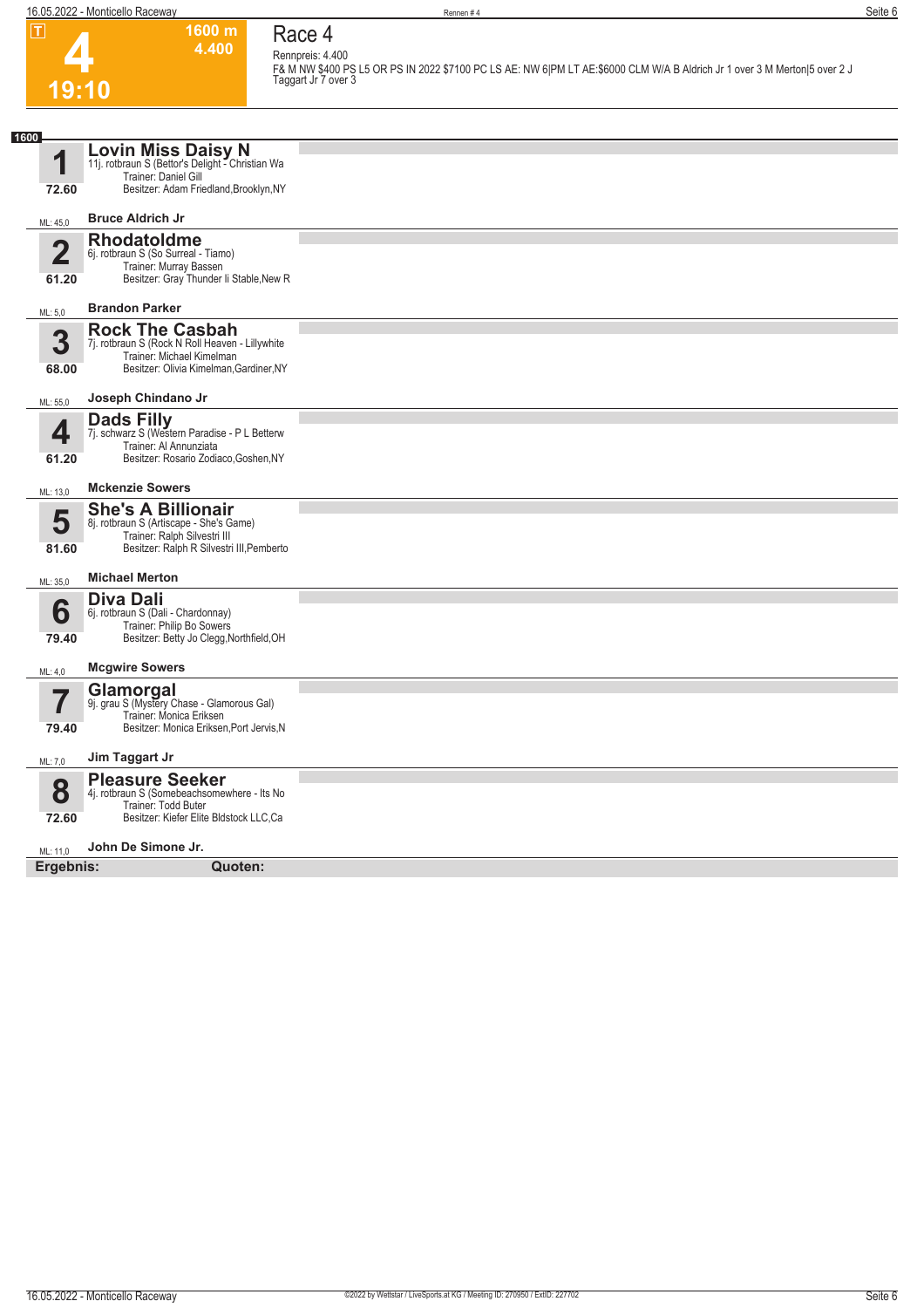# Race 4

**4** — 19:10 — 1600 m — 4.400

Rennpreis: 4.400

F& M NW $400 PS L5 OR PS IN 2022 $7100 PC LS AE: NW 6|PM LT AE:$6000 CLM W/A B Aldrich Jr 1 over 3 M Merton|5 over 2 J Taggart Jr 7 over 3

**1600**

**1** — 72.60 — ML: 45,0
**Lovin Miss Daisy N**
11j. rotbraun S (Bettor's Delight - Christian Wa
Trainer: Daniel Gill
Besitzer: Adam Friedland,Brooklyn,NY
**Bruce Aldrich Jr**

**2** — 61.20 — ML: 5,0
**Rhodatoldme**
6j. rotbraun S (So Surreal - Tiamo)
Trainer: Murray Bassen
Besitzer: Gray Thunder Ii Stable,New R
**Brandon Parker**

**3** — 68.00 — ML: 55,0
**Rock The Casbah**
7j. rotbraun S (Rock N Roll Heaven - Lillywhite
Trainer: Michael Kimelman
Besitzer: Olivia Kimelman,Gardiner,NY
**Joseph Chindano Jr**

**4** — 61.20 — ML: 13,0
**Dads Filly**
7j. schwarz S (Western Paradise - P L Betterw
Trainer: Al Annunziata
Besitzer: Rosario Zodiaco,Goshen,NY
**Mckenzie Sowers**

**5** — 81.60 — ML: 35,0
**She's A Billionair**
8j. rotbraun S (Artiscape - She's Game)
Trainer: Ralph Silvestri III
Besitzer: Ralph R Silvestri III,Pemberto
**Michael Merton**

**6** — 79.40 — ML: 4,0
**Diva Dali**
6j. rotbraun S (Dali - Chardonnay)
Trainer: Philip Bo Sowers
Besitzer: Betty Jo Clegg,Northfield,OH
**Mcgwire Sowers**

**7** — 79.40 — ML: 7,0
**Glamorgal**
9j. grau S (Mystery Chase - Glamorous Gal)
Trainer: Monica Eriksen
Besitzer: Monica Eriksen,Port Jervis,N
**Jim Taggart Jr**

**8** — 72.60 — ML: 11,0
**Pleasure Seeker**
4j. rotbraun S (Somebeachsomewhere - Its No
Trainer: Todd Buter
Besitzer: Kiefer Elite Bldstock LLC,Ca
**John De Simone Jr.**

**Ergebnis:** **Quoten:**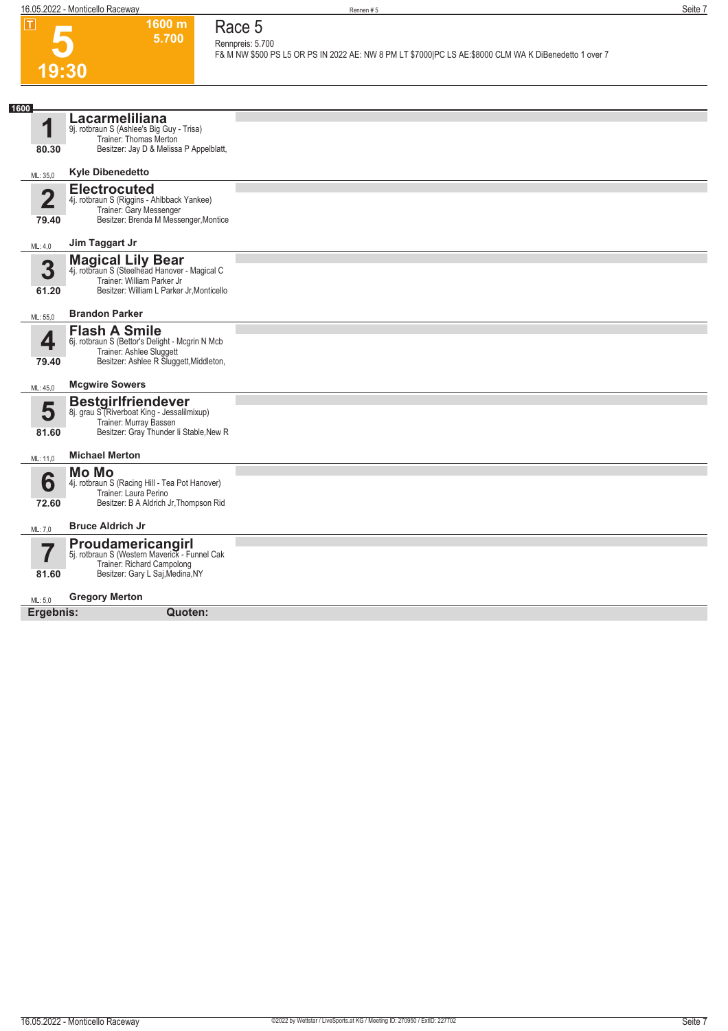# Race 5

**5** | **1600 m** | **5.700** | **19:30**

Rennpreis: 5.700

F& M NW $500 PS L5 OR PS IN 2022 AE: NW 8 PM LT $7000|PC LS AE:$8000 CLM WA K DiBenedetto 1 over 7

**1600**

| Nr. | Pferd | Fahrer |
|---|---|---|
| **1** (80.30, ML: 35,0) | **Lacarmeliliana**<br>9j. rotbraun S (Ashlee's Big Guy - Trisa)<br>Trainer: Thomas Merton<br>Besitzer: Jay D & Melissa P Appelblatt, | **Kyle Dibenedetto** |
| **2** (79.40, ML: 4,0) | **Electrocuted**<br>4j. rotbraun S (Riggins - Ahlbback Yankee)<br>Trainer: Gary Messenger<br>Besitzer: Brenda M Messenger,Montice | **Jim Taggart Jr** |
| **3** (61.20, ML: 55,0) | **Magical Lily Bear**<br>4j. rotbraun S (Steelhead Hanover - Magical C<br>Trainer: William Parker Jr<br>Besitzer: William L Parker Jr,Monticello | **Brandon Parker** |
| **4** (79.40, ML: 45,0) | **Flash A Smile**<br>6j. rotbraun S (Bettor's Delight - Mcgrin N Mcb<br>Trainer: Ashlee Sluggett<br>Besitzer: Ashlee R Sluggett,Middleton, | **Mcgwire Sowers** |
| **5** (81.60, ML: 11,0) | **Bestgirlfriendever**<br>8j. grau S (Riverboat King - Jessalilmixup)<br>Trainer: Murray Bassen<br>Besitzer: Gray Thunder Ii Stable,New R | **Michael Merton** |
| **6** (72.60, ML: 7,0) | **Mo Mo**<br>4j. rotbraun S (Racing Hill - Tea Pot Hanover)<br>Trainer: Laura Perino<br>Besitzer: B A Aldrich Jr,Thompson Rid | **Bruce Aldrich Jr** |
| **7** (81.60, ML: 5,0) | **Proudamericangirl**<br>5j. rotbraun S (Western Maverick - Funnel Cak<br>Trainer: Richard Campolong<br>Besitzer: Gary L Saj,Medina,NY | **Gregory Merton** |

**Ergebnis:** **Quoten:**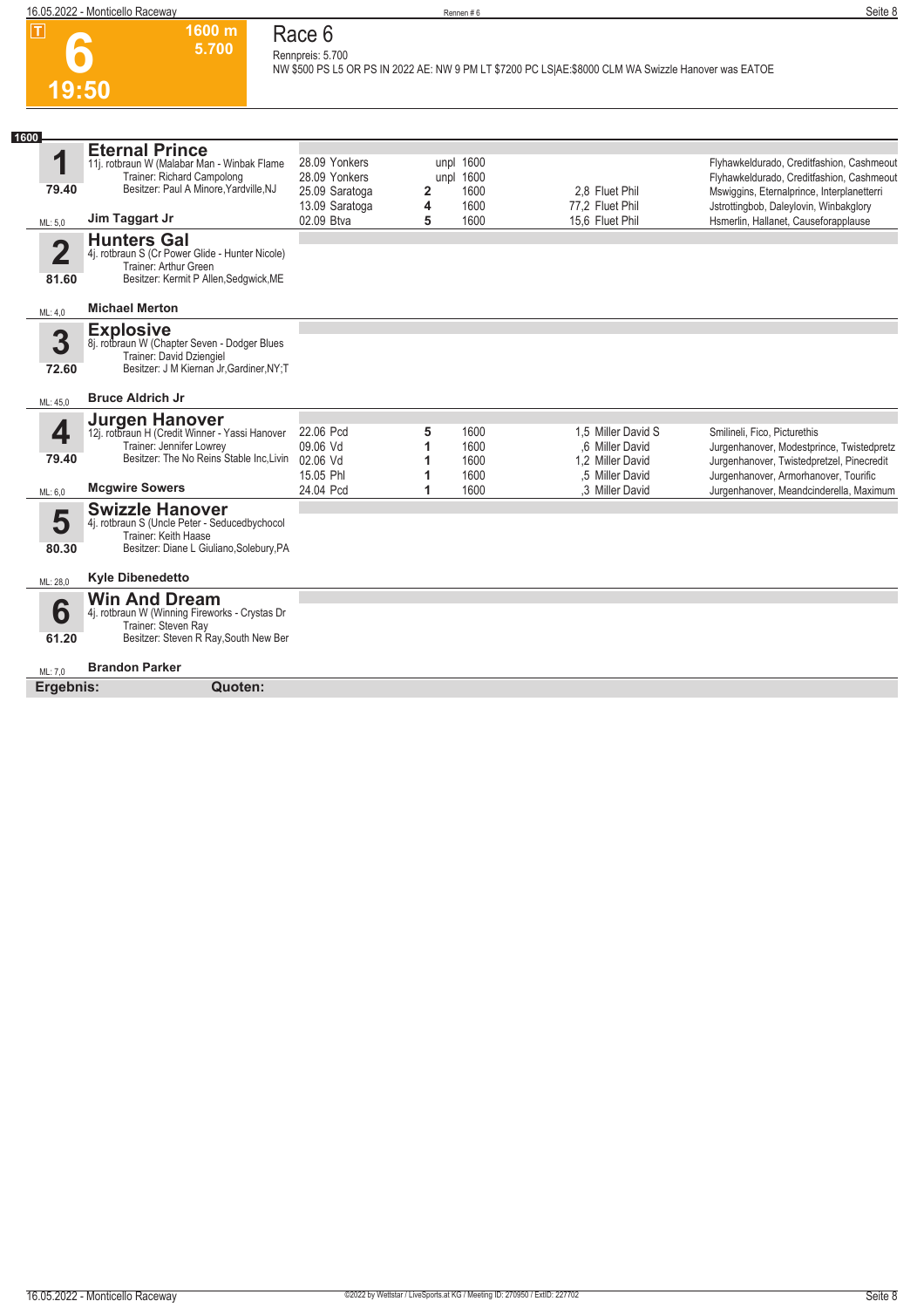# 6 — 1600 m — 5.700 — 19:50

## Race 6

Rennpreis: 5.700

NW $500 PS L5 OR PS IN 2022 AE: NW 9 PM LT $7200 PC LS|AE:$8000 CLM WA Swizzle Hanover was EATOE

**1600**

### 1 Eternal Prince

11j. rotbraun W (Malabar Man - Winbak Flame
Trainer: Richard Campolong
Besitzer: Paul A Minore,Yardville,NJ
79.40
ML: 5,0 — **Jim Taggart Jr**

| Datum | Bahn | Platz | Distanz | Quote | Fahrer | Einlauf |
|---|---|---|---|---|---|---|
| 28.09 | Yonkers | unpl | 1600 | | | Flyhawkeldurado, Creditfashion, Cashmeout |
| 28.09 | Yonkers | unpl | 1600 | | | Flyhawkeldurado, Creditfashion, Cashmeout |
| 25.09 | Saratoga | 2 | 1600 | 2,8 | Fluet Phil | Mswiggins, Eternalprince, Interplanetterri |
| 13.09 | Saratoga | 4 | 1600 | 77,2 | Fluet Phil | Jstrottingbob, Daleylovin, Winbakglory |
| 02.09 | Btva | 5 | 1600 | 15,6 | Fluet Phil | Hsmerlin, Hallanet, Causeforapplause |

### 2 Hunters Gal

4j. rotbraun S (Cr Power Glide - Hunter Nicole)
Trainer: Arthur Green
Besitzer: Kermit P Allen,Sedgwick,ME
81.60
ML: 4,0 — **Michael Merton**

### 3 Explosive

8j. rotbraun W (Chapter Seven - Dodger Blues
Trainer: David Dziengiel
Besitzer: J M Kiernan Jr,Gardiner,NY;T
72.60
ML: 45,0 — **Bruce Aldrich Jr**

### 4 Jurgen Hanover

12j. rotbraun H (Credit Winner - Yassi Hanover
Trainer: Jennifer Lowrey
Besitzer: The No Reins Stable Inc,Livin
79.40
ML: 6,0 — **Mcgwire Sowers**

| Datum | Bahn | Platz | Distanz | Quote | Fahrer | Einlauf |
|---|---|---|---|---|---|---|
| 22.06 | Pcd | 5 | 1600 | 1,5 | Miller David S | Smilineli, Fico, Picturethis |
| 09.06 | Vd | 1 | 1600 | ,6 | Miller David | Jurgenhanover, Modestprince, Twistedpretz |
| 02.06 | Vd | 1 | 1600 | 1,2 | Miller David | Jurgenhanover, Twistedpretzel, Pinecredit |
| 15.05 | Phl | 1 | 1600 | ,5 | Miller David | Jurgenhanover, Armorhanover, Tourific |
| 24.04 | Pcd | 1 | 1600 | ,3 | Miller David | Jurgenhanover, Meandcinderella, Maximum |

### 5 Swizzle Hanover

4j. rotbraun S (Uncle Peter - Seducedbychocol
Trainer: Keith Haase
Besitzer: Diane L Giuliano,Solebury,PA
80.30
ML: 28,0 — **Kyle Dibenedetto**

### 6 Win And Dream

4j. rotbraun W (Winning Fireworks - Crystas Dr
Trainer: Steven Ray
Besitzer: Steven R Ray,South New Ber
61.20
ML: 7,0 — **Brandon Parker**

**Ergebnis:** **Quoten:**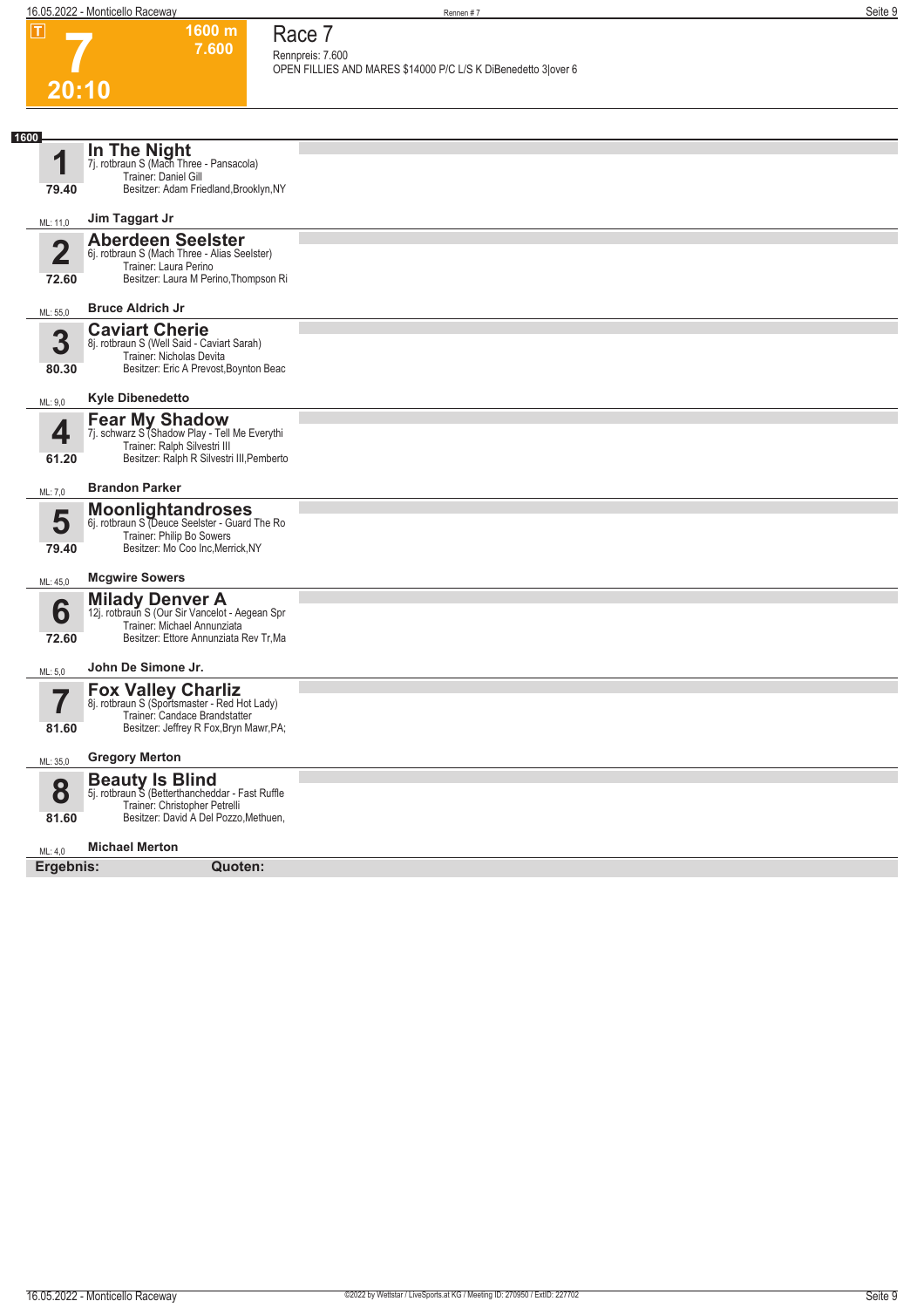**T**

# 7

**1600 m**
**7.600**

**20:10**

## Race 7

Rennpreis: 7.600
OPEN FILLIES AND MARES $14000 P/C L/S K DiBenedetto 3|over 6

**1600**

**1** — **In The Night**
7j. rotbraun S (Mach Three - Pansacola)
Trainer: Daniel Gill
Besitzer: Adam Friedland,Brooklyn,NY
79.40
ML: 11,0 — **Jim Taggart Jr**

**2** — **Aberdeen Seelster**
6j. rotbraun S (Mach Three - Alias Seelster)
Trainer: Laura Perino
Besitzer: Laura M Perino,Thompson Ri
72.60
ML: 55,0 — **Bruce Aldrich Jr**

**3** — **Caviart Cherie**
8j. rotbraun S (Well Said - Caviart Sarah)
Trainer: Nicholas Devita
Besitzer: Eric A Prevost,Boynton Beac
80.30
ML: 9,0 — **Kyle Dibenedetto**

**4** — **Fear My Shadow**
7j. schwarz S (Shadow Play - Tell Me Everythi
Trainer: Ralph Silvestri III
Besitzer: Ralph R Silvestri III,Pemberto
61.20
ML: 7,0 — **Brandon Parker**

**5** — **Moonlightandroses**
6j. rotbraun S (Deuce Seelster - Guard The Ro
Trainer: Philip Bo Sowers
Besitzer: Mo Coo Inc,Merrick,NY
79.40
ML: 45,0 — **Mcgwire Sowers**

**6** — **Milady Denver A**
12j. rotbraun S (Our Sir Vancelot - Aegean Spr
Trainer: Michael Annunziata
Besitzer: Ettore Annunziata Rev Tr,Ma
72.60
ML: 5,0 — **John De Simone Jr.**

**7** — **Fox Valley Charliz**
8j. rotbraun S (Sportsmaster - Red Hot Lady)
Trainer: Candace Brandstatter
Besitzer: Jeffrey R Fox,Bryn Mawr,PA;
81.60
ML: 35,0 — **Gregory Merton**

**8** — **Beauty Is Blind**
5j. rotbraun S (Betterthancheddar - Fast Ruffle
Trainer: Christopher Petrelli
Besitzer: David A Del Pozzo,Methuen,
81.60
ML: 4,0 — **Michael Merton**

**Ergebnis:** **Quoten:**